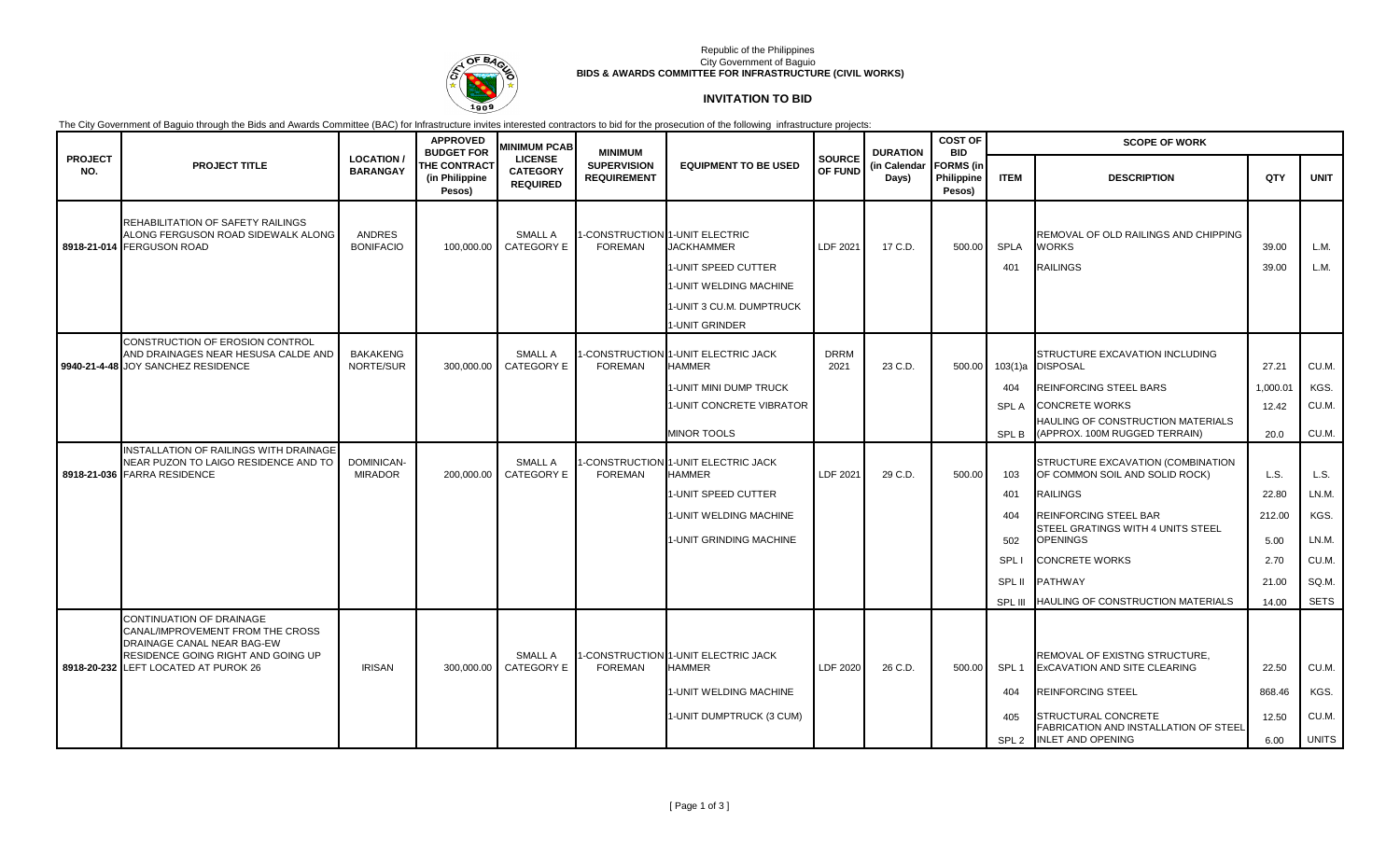Republic of the Philippines
City Government of Baguio
**BIDS & AWARDS COMMITTEE FOR INFRASTRUCTURE (CIVIL WORKS)**

# INVITATION TO BID

The City Government of Baguio through the Bids and Awards Committee (BAC) for Infrastructure invites interested contractors to bid for the prosecution of the following infrastructure projects:

| PROJECT NO. | PROJECT TITLE | LOCATION / BARANGAY | APPROVED BUDGET FOR THE CONTRACT (in Philippine Pesos) | MINIMUM PCAB LICENSE CATEGORY REQUIRED | MINIMUM SUPERVISION REQUIREMENT | EQUIPMENT TO BE USED | SOURCE OF FUND | DURATION (in Calendar Days) | COST OF BID FORMS (in Philippine Pesos) | SCOPE OF WORK ITEM | DESCRIPTION | QTY | UNIT |
|---|---|---|---|---|---|---|---|---|---|---|---|---|---|
| 8918-21-014 | REHABILITATION OF SAFETY RAILINGS ALONG FERGUSON ROAD SIDEWALK ALONG FERGUSON ROAD | ANDRES BONIFACIO | 100,000.00 | SMALL A CATEGORY E | 1-CONSTRUCTION FOREMAN | 1-UNIT ELECTRIC JACKHAMMER | LDF 2021 | 17 C.D. | 500.00 | SPLA | REMOVAL OF OLD RAILINGS AND CHIPPING WORKS | 39.00 | L.M. |
| | | | | | | 1-UNIT SPEED CUTTER | | | | 401 | RAILINGS | 39.00 | L.M. |
| | | | | | | 1-UNIT WELDING MACHINE | | | | | | | |
| | | | | | | 1-UNIT 3 CU.M. DUMPTRUCK | | | | | | | |
| | | | | | | 1-UNIT GRINDER | | | | | | | |
| 9940-21-4-48 | CONSTRUCTION OF EROSION CONTROL AND DRAINAGES NEAR HESUSA CALDE AND JOY SANCHEZ RESIDENCE | BAKAKENG NORTE/SUR | 300,000.00 | SMALL A CATEGORY E | 1-CONSTRUCTION FOREMAN | 1-UNIT ELECTRIC JACK HAMMER | DRRM 2021 | 23 C.D. | 500.00 | 103(1)a | STRUCTURE EXCAVATION INCLUDING DISPOSAL | 27.21 | CU.M. |
| | | | | | | 1-UNIT MINI DUMP TRUCK | | | | 404 | REINFORCING STEEL BARS | 1,000.01 | KGS. |
| | | | | | | 1-UNIT CONCRETE VIBRATOR | | | | SPL A | CONCRETE WORKS | 12.42 | CU.M. |
| | | | | | | MINOR TOOLS | | | | SPL B | HAULING OF CONSTRUCTION MATERIALS (APPROX. 100M RUGGED TERRAIN) | 20.0 | CU.M. |
| 8918-21-036 | INSTALLATION OF RAILINGS WITH DRAINAGE NEAR PUZON TO LAIGO RESIDENCE AND TO FARRA RESIDENCE | DOMINICAN-MIRADOR | 200,000.00 | SMALL A CATEGORY E | 1-CONSTRUCTION FOREMAN | 1-UNIT ELECTRIC JACK HAMMER | LDF 2021 | 29 C.D. | 500.00 | 103 | STRUCTURE EXCAVATION (COMBINATION OF COMMON SOIL AND SOLID ROCK) | L.S. | L.S. |
| | | | | | | 1-UNIT SPEED CUTTER | | | | 401 | RAILINGS | 22.80 | LN.M. |
| | | | | | | 1-UNIT WELDING MACHINE | | | | 404 | REINFORCING STEEL BAR | 212.00 | KGS. |
| | | | | | | 1-UNIT GRINDING MACHINE | | | | 502 | STEEL GRATINGS WITH 4 UNITS STEEL OPENINGS | 5.00 | LN.M. |
| | | | | | | | | | | SPL I | CONCRETE WORKS | 2.70 | CU.M. |
| | | | | | | | | | | SPL II | PATHWAY | 21.00 | SQ.M. |
| | | | | | | | | | | SPL III | HAULING OF CONSTRUCTION MATERIALS | 14.00 | SETS |
| 8918-20-232 | CONTINUATION OF DRAINAGE CANAL/IMPROVEMENT FROM THE CROSS DRAINAGE CANAL NEAR BAG-EW RESIDENCE GOING RIGHT AND GOING UP LEFT LOCATED AT PUROK 26 | IRISAN | 300,000.00 | SMALL A CATEGORY E | 1-CONSTRUCTION FOREMAN | 1-UNIT ELECTRIC JACK HAMMER | LDF 2020 | 26 C.D. | 500.00 | SPL 1 | REMOVAL OF EXISTNG STRUCTURE, ExCAVATION AND SITE CLEARING | 22.50 | CU.M. |
| | | | | | | 1-UNIT WELDING MACHINE | | | | 404 | REINFORCING STEEL | 868.46 | KGS. |
| | | | | | | 1-UNIT DUMPTRUCK (3 CUM) | | | | 405 | STRUCTURAL CONCRETE | 12.50 | CU.M. |
| | | | | | | | | | | SPL 2 | FABRICATION AND INSTALLATION OF STEEL INLET AND OPENING | 6.00 | UNITS |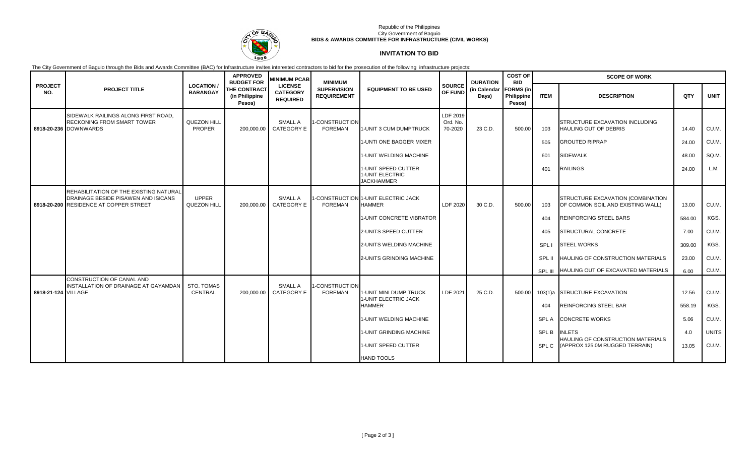Republic of the Philippines
City Government of Baguio
**BIDS & AWARDS COMMITTEE FOR INFRASTRUCTURE (CIVIL WORKS)**

## INVITATION TO BID

The City Government of Baguio through the Bids and Awards Committee (BAC) for Infrastructure invites interested contractors to bid for the prosecution of the following infrastructure projects:

| PROJECT NO. | PROJECT TITLE | LOCATION / BARANGAY | APPROVED BUDGET FOR THE CONTRACT (in Philippine Pesos) | MINIMUM PCAB LICENSE CATEGORY REQUIRED | MINIMUM SUPERVISION REQUIREMENT | EQUIPMENT TO BE USED | SOURCE OF FUND | DURATION (in Calendar Days) | COST OF BID FORMS (in Philippine Pesos) | SCOPE OF WORK | | | |
|---|---|---|---|---|---|---|---|---|---|---|---|---|---|
| | | | | | | | | | | ITEM | DESCRIPTION | QTY | UNIT |
| 8918-20-236 | SIDEWALK RAILINGS ALONG FIRST ROAD, RECKONING FROM SMART TOWER DOWNWARDS | QUEZON HILL PROPER | 200,000.00 | SMALL A CATEGORY E | 1-CONSTRUCTION FOREMAN | 1-UNIT 3 CUM DUMPTRUCK | LDF 2019 Ord. No. 70-2020 | 23 C.D. | 500.00 | 103 | STRUCTURE EXCAVATION INCLUDING HAULING OUT OF DEBRIS | 14.40 | CU.M. |
| | | | | | | 1-UNTI ONE BAGGER MIXER | | | | 505 | GROUTED RIPRAP | 24.00 | CU.M. |
| | | | | | | 1-UNIT WELDING MACHINE | | | | 601 | SIDEWALK | 48.00 | SQ.M. |
| | | | | | | 1-UNIT SPEED CUTTER 1-UNIT ELECTRIC JACKHAMMER | | | | 401 | RAILINGS | 24.00 | L.M. |
| 8918-20-200 | REHABILITATION OF THE EXISTING NATURAL DRAINAGE BESIDE PISAWEN AND ISICANS RESIDENCE AT COPPER STREET | UPPER QUEZON HILL | 200,000.00 | SMALL A CATEGORY E | 1-CONSTRUCTION FOREMAN | 1-UNIT ELECTRIC JACK HAMMER | LDF 2020 | 30 C.D. | 500.00 | 103 | STRUCTURE EXCAVATION (COMBINATION OF COMMON SOIL AND EXISTING WALL) | 13.00 | CU.M. |
| | | | | | | 1-UNIT CONCRETE VIBRATOR | | | | 404 | REINFORCING STEEL BARS | 584.00 | KGS. |
| | | | | | | 2-UNITS SPEED CUTTER | | | | 405 | STRUCTURAL CONCRETE | 7.00 | CU.M. |
| | | | | | | 2-UNITS WELDING MACHINE | | | | SPL I | STEEL WORKS | 309.00 | KGS. |
| | | | | | | 2-UNITS GRINDING MACHINE | | | | SPL II | HAULING OF CONSTRUCTION MATERIALS | 23.00 | CU.M. |
| | | | | | | | | | | SPL III | HAULING OUT OF EXCAVATED MATERIALS | 6.00 | CU.M. |
| 8918-21-124 | CONSTRUCTION OF CANAL AND INSTALLATION OF DRAINAGE AT GAYAMDAN VILLAGE | STO. TOMAS CENTRAL | 200,000.00 | SMALL A CATEGORY E | 1-CONSTRUCTION FOREMAN | 1-UNIT MINI DUMP TRUCK | LDF 2021 | 25 C.D. | 500.00 | 103(1)a | STRUCTURE EXCAVATION | 12.56 | CU.M. |
| | | | | | | 1-UNIT ELECTRIC JACK HAMMER | | | | 404 | REINFORCING STEEL BAR | 558.19 | KGS. |
| | | | | | | 1-UNIT WELDING MACHINE | | | | SPL A | CONCRETE WORKS | 5.06 | CU.M. |
| | | | | | | 1-UNIT GRINDING MACHINE | | | | SPL B | INLETS | 4.0 | UNITS |
| | | | | | | 1-UNIT SPEED CUTTER | | | | SPL C | HAULING OF CONSTRUCTION MATERIALS (APPROX 125.0M RUGGED TERRAIN) | 13.05 | CU.M. |
| | | | | | | HAND TOOLS | | | | | | | |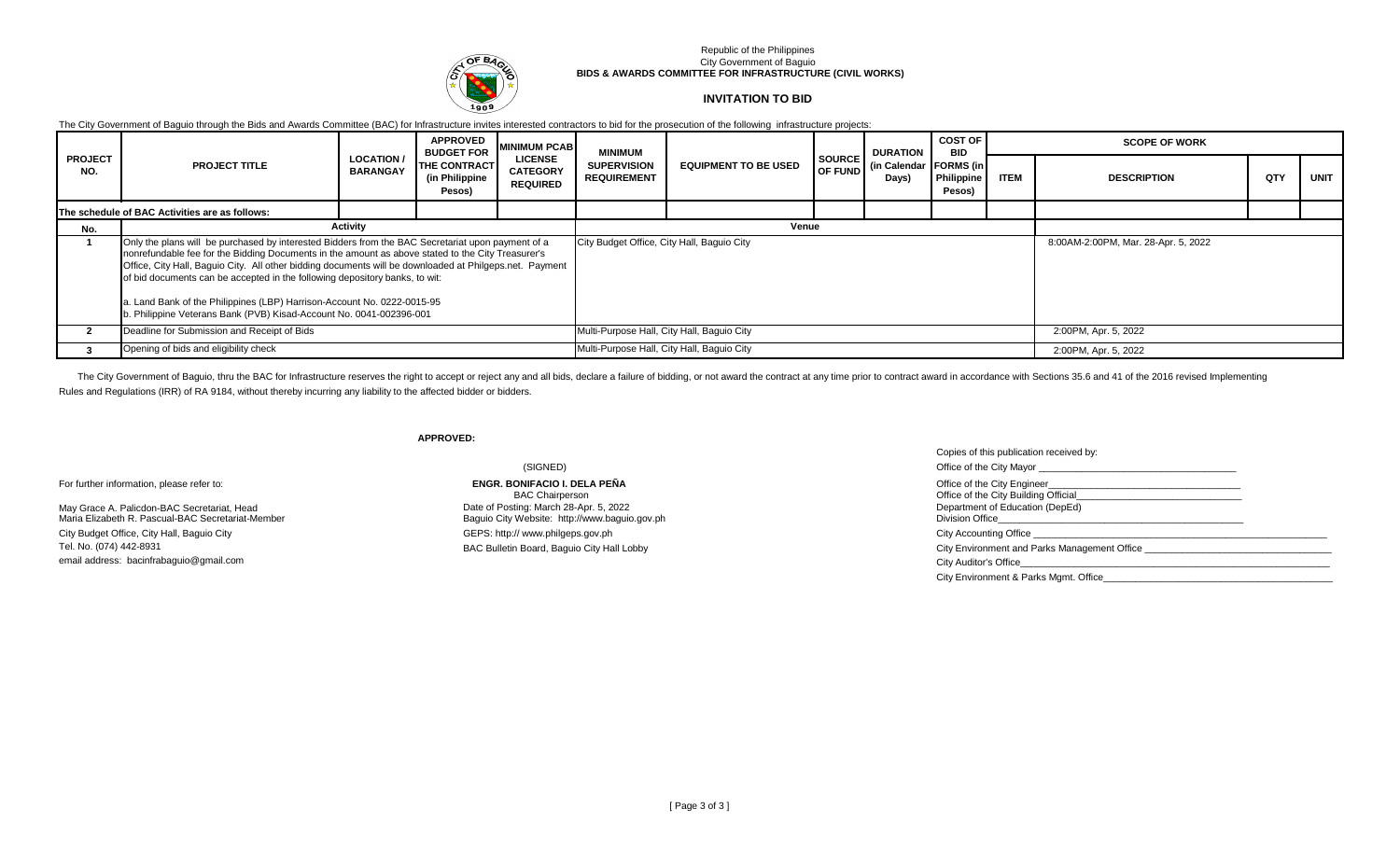Republic of the Philippines
City Government of Baguio
**BIDS & AWARDS COMMITTEE FOR INFRASTRUCTURE (CIVIL WORKS)**

## INVITATION TO BID

The City Government of Baguio through the Bids and Awards Committee (BAC) for Infrastructure invites interested contractors to bid for the prosecution of the following infrastructure projects:

| PROJECT NO. | PROJECT TITLE | LOCATION / BARANGAY | APPROVED BUDGET FOR THE CONTRACT (in Philippine Pesos) | MINIMUM PCAB LICENSE CATEGORY REQUIRED | MINIMUM SUPERVISION REQUIREMENT | EQUIPMENT TO BE USED | SOURCE OF FUND | DURATION (in Calendar Days) | COST OF BID FORMS (in Philippine Pesos) | SCOPE OF WORK | | | |
|---|---|---|---|---|---|---|---|---|---|---|---|---|---|
| | | | | | | | | | | ITEM | DESCRIPTION | QTY | UNIT |
| The schedule of BAC Activities are as follows: | | | | | | | | | | | | | |

| No. | Activity | Venue | |
|---|---|---|---|
| 1 | Only the plans will be purchased by interested Bidders from the BAC Secretariat upon payment of a nonrefundable fee for the Bidding Documents in the amount as above stated to the City Treasurer's Office, City Hall, Baguio City. All other bidding documents will be downloaded at Philgeps.net. Payment of bid documents can be accepted in the following depository banks, to wit:<br><br>a. Land Bank of the Philippines (LBP) Harrison-Account No. 0222-0015-95<br>b. Philippine Veterans Bank (PVB) Kisad-Account No. 0041-002396-001 | City Budget Office, City Hall, Baguio City | 8:00AM-2:00PM, Mar. 28-Apr. 5, 2022 |
| 2 | Deadline for Submission and Receipt of Bids | Multi-Purpose Hall, City Hall, Baguio City | 2:00PM, Apr. 5, 2022 |
| 3 | Opening of bids and eligibility check | Multi-Purpose Hall, City Hall, Baguio City | 2:00PM, Apr. 5, 2022 |

The City Government of Baguio, thru the BAC for Infrastructure reserves the right to accept or reject any and all bids, declare a failure of bidding, or not award the contract at any time prior to contract award in accordance with Sections 35.6 and 41 of the 2016 revised Implementing Rules and Regulations (IRR) of RA 9184, without thereby incurring any liability to the affected bidder or bidders.

**APPROVED:**

(SIGNED)

**ENGR. BONIFACIO I. DELA PEÑA**
BAC Chairperson
Date of Posting: March 28-Apr. 5, 2022
Baguio City Website: http://www.baguio.gov.ph
GEPS: http:// www.philgeps.gov.ph
BAC Bulletin Board, Baguio City Hall Lobby

For further information, please refer to:

May Grace A. Palicdon-BAC Secretariat, Head
Maria Elizabeth R. Pascual-BAC Secretariat-Member
City Budget Office, City Hall, Baguio City
Tel. No. (074) 442-8931
email address: bacinfrabaguio@gmail.com

Copies of this publication received by:

Office of the City Mayor ____________________
Office of the City Engineer____________________
Office of the City Building Official____________________
Department of Education (DepEd)
Division Office____________________
City Accounting Office ____________________
City Environment and Parks Management Office ____________________
City Auditor's Office____________________
City Environment & Parks Mgmt. Office____________________